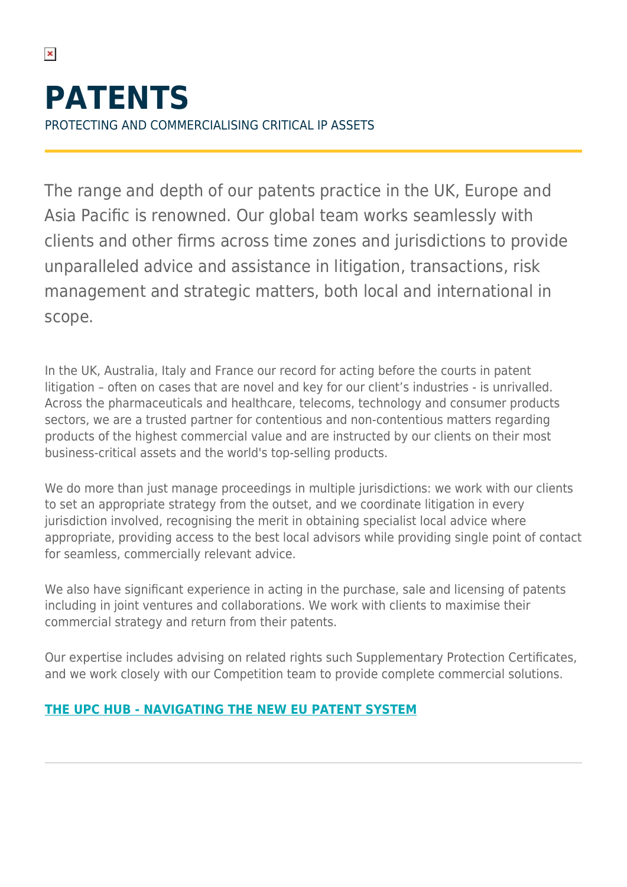# PATENTS

PROTECTING AND COMMERCIALISING CRITICAL IP ASSETS

The range and depth of our patents practice in the UK, Europe and Asia Pacific is renowned. Our global team works seamlessly with clients and other firms across time zones and jurisdictions to provide unparalleled advice and assistance in litigation, transactions, risk management and strategic matters, both local and international in scope.

In the UK, Australia, Italy and France our record for acting before the courts in patent litigation – often on cases that are novel and key for our client's industries - is unrivalled. Across the pharmaceuticals and healthcare, telecoms, technology and consumer products sectors, we are a trusted partner for contentious and non-contentious matters regarding products of the highest commercial value and are instructed by our clients on their most business-critical assets and the world's top-selling products.

We do more than just manage proceedings in multiple jurisdictions: we work with our clients to set an appropriate strategy from the outset, and we coordinate litigation in every jurisdiction involved, recognising the merit in obtaining specialist local advice where appropriate, providing access to the best local advisors while providing single point of contact for seamless, commercially relevant advice.

We also have significant experience in acting in the purchase, sale and licensing of patents including in joint ventures and collaborations. We work with clients to maximise their commercial strategy and return from their patents.

Our expertise includes advising on related rights such Supplementary Protection Certificates, and we work closely with our Competition team to provide complete commercial solutions.

**THE UPC HUB - NAVIGATING THE NEW EU PATENT SYSTEM**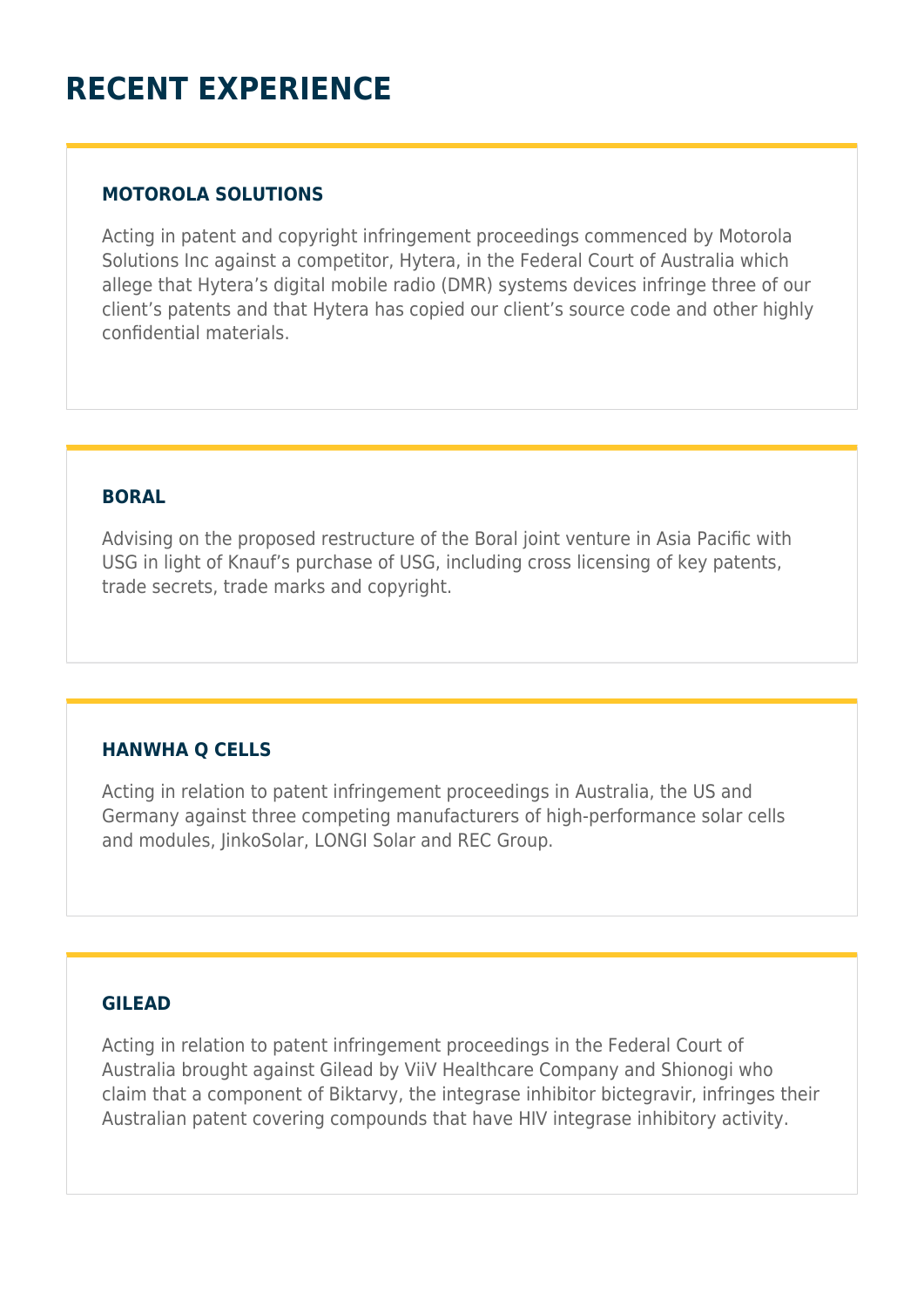# RECENT EXPERIENCE

### MOTOROLA SOLUTIONS

Acting in patent and copyright infringement proceedings commenced by Motorola Solutions Inc against a competitor, Hytera, in the Federal Court of Australia which allege that Hytera's digital mobile radio (DMR) systems devices infringe three of our client's patents and that Hytera has copied our client's source code and other highly confidential materials.

### BORAL

Advising on the proposed restructure of the Boral joint venture in Asia Pacific with USG in light of Knauf's purchase of USG, including cross licensing of key patents, trade secrets, trade marks and copyright.

### HANWHA Q CELLS

Acting in relation to patent infringement proceedings in Australia, the US and Germany against three competing manufacturers of high-performance solar cells and modules, JinkoSolar, LONGI Solar and REC Group.

### GILEAD

Acting in relation to patent infringement proceedings in the Federal Court of Australia brought against Gilead by ViiV Healthcare Company and Shionogi who claim that a component of Biktarvy, the integrase inhibitor bictegravir, infringes their Australian patent covering compounds that have HIV integrase inhibitory activity.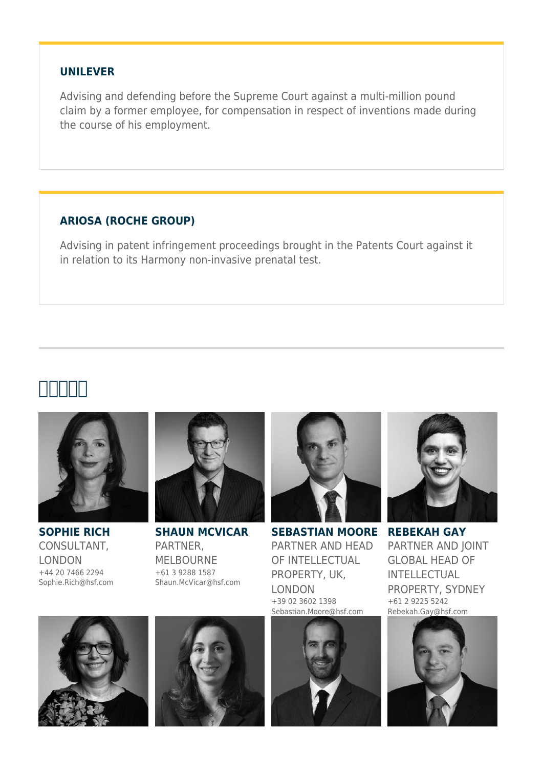### UNILEVER

Advising and defending before the Supreme Court against a multi-million pound claim by a former employee, for compensation in respect of inventions made during the course of his employment.

### ARIOSA (ROCHE GROUP)

Advising in patent infringement proceedings brought in the Patents Court against it in relation to its Harmony non-invasive prenatal test.

## □□□□□

**SOPHIE RICH**
CONSULTANT, LONDON
+44 20 7466 2294
Sophie.Rich@hsf.com

**SHAUN MCVICAR**
PARTNER, MELBOURNE
+61 3 9288 1587
Shaun.McVicar@hsf.com

**SEBASTIAN MOORE**
PARTNER AND HEAD OF INTELLECTUAL PROPERTY, UK, LONDON
+39 02 3602 1398
Sebastian.Moore@hsf.com

**REBEKAH GAY**
PARTNER AND JOINT GLOBAL HEAD OF INTELLECTUAL PROPERTY, SYDNEY
+61 2 9225 5242
Rebekah.Gay@hsf.com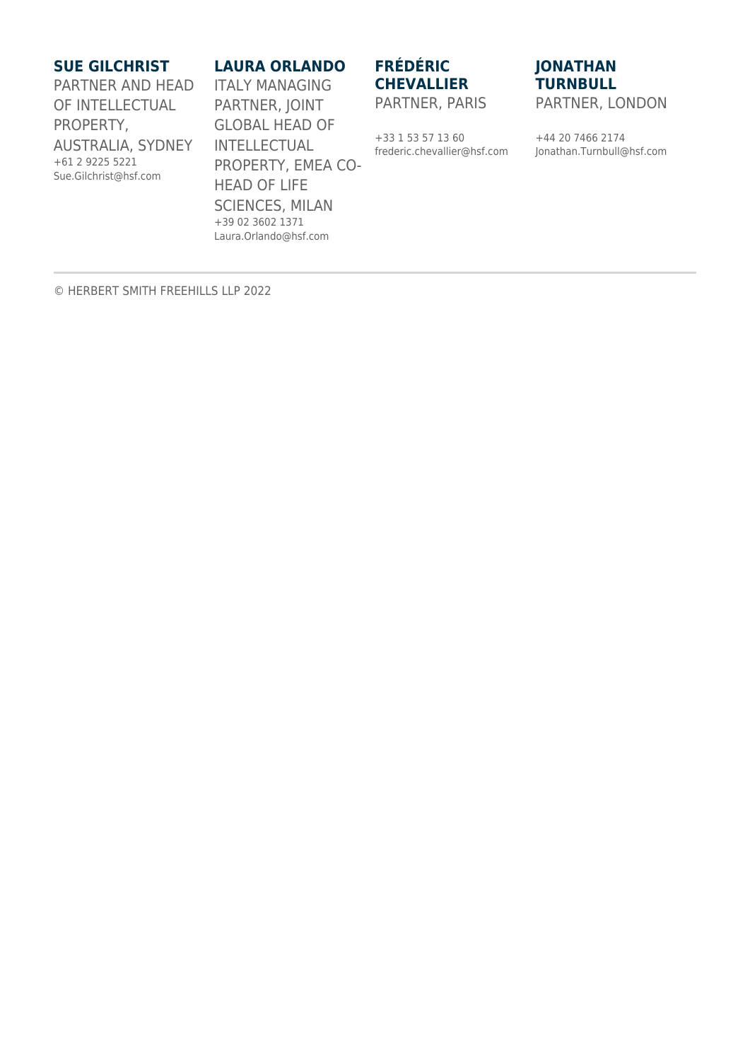**SUE GILCHRIST**

PARTNER AND HEAD OF INTELLECTUAL PROPERTY, AUSTRALIA, SYDNEY

+61 2 9225 5221
Sue.Gilchrist@hsf.com

**LAURA ORLANDO**

ITALY MANAGING PARTNER, JOINT GLOBAL HEAD OF INTELLECTUAL PROPERTY, EMEA CO-HEAD OF LIFE SCIENCES, MILAN

+39 02 3602 1371
Laura.Orlando@hsf.com

**FRÉDÉRIC CHEVALLIER**

PARTNER, PARIS

+33 1 53 57 13 60
frederic.chevallier@hsf.com

**JONATHAN TURNBULL**

PARTNER, LONDON

+44 20 7466 2174
Jonathan.Turnbull@hsf.com

---

© HERBERT SMITH FREEHILLS LLP 2022